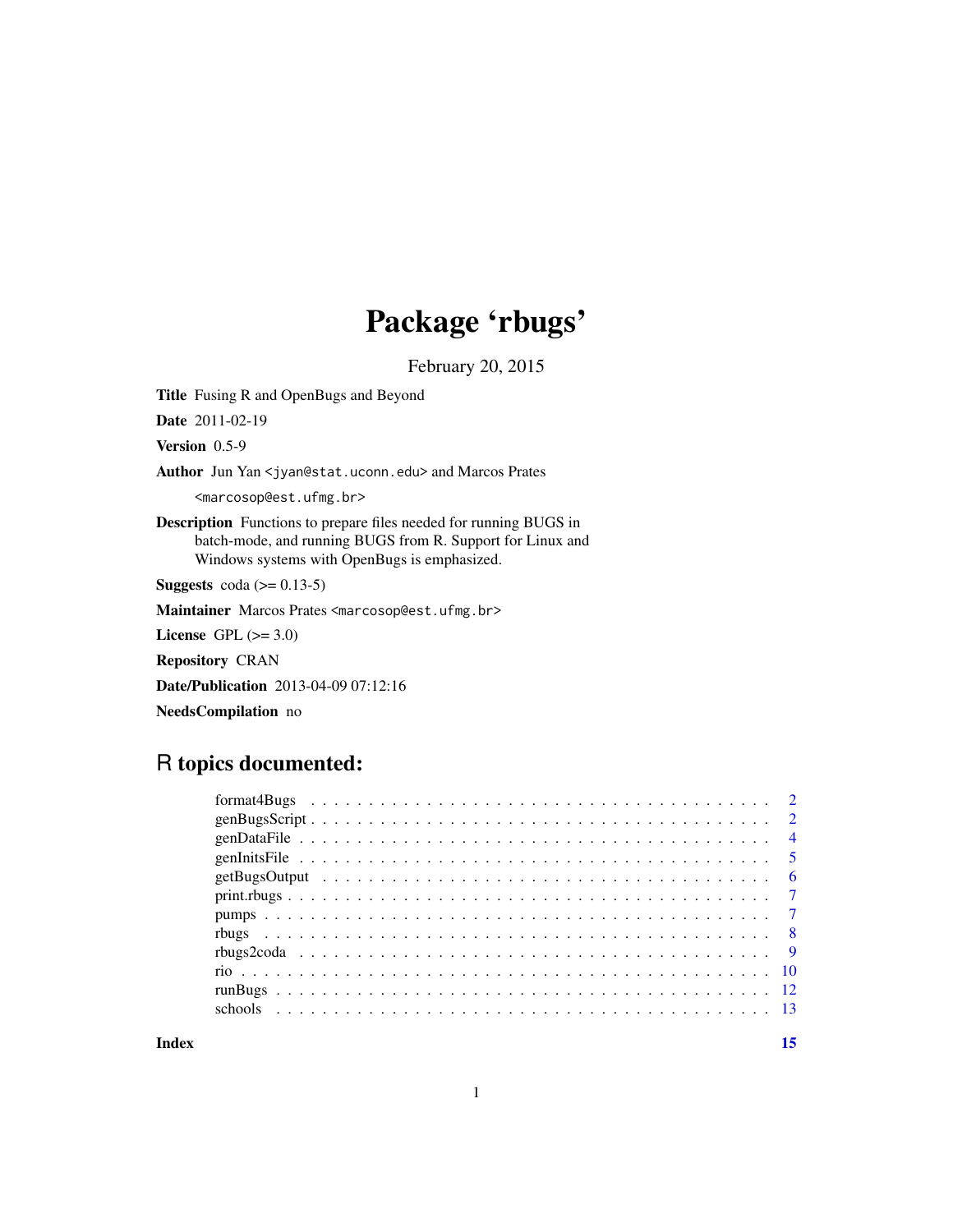# Package 'rbugs'

February 20, 2015

**Title** Fusing R and OpenBugs and Beyond

**Date** 2011-02-19

**Version** 0.5-9

**Author** Jun Yan <jyan@stat.uconn.edu> and Marcos Prates <marcosop@est.ufmg.br>

**Description** Functions to prepare files needed for running BUGS in batch-mode, and running BUGS from R. Support for Linux and Windows systems with OpenBugs is emphasized.

**Suggests** coda (>= 0.13-5)

**Maintainer** Marcos Prates <marcosop@est.ufmg.br>

**License** GPL (>= 3.0)

**Repository** CRAN

**Date/Publication** 2013-04-09 07:12:16

**NeedsCompilation** no

## R topics documented:

| | |
|---|---|
| format4Bugs | 2 |
| genBugsScript | 2 |
| genDataFile | 4 |
| genInitsFile | 5 |
| getBugsOutput | 6 |
| print.rbugs | 7 |
| pumps | 7 |
| rbugs | 8 |
| rbugs2coda | 9 |
| rio | 10 |
| runBugs | 12 |
| schools | 13 |
| **Index** | **15** |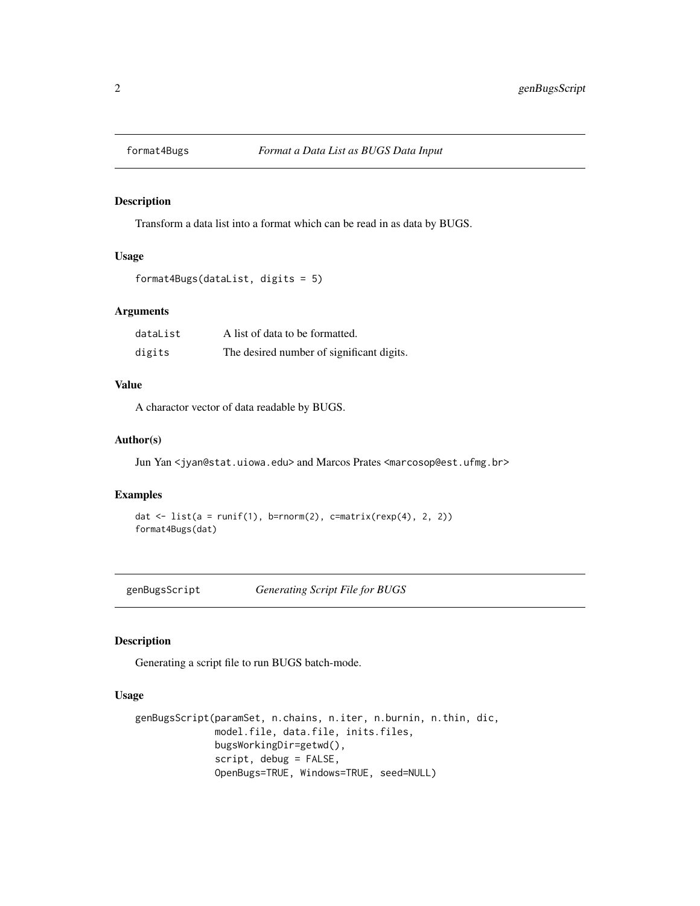## format4Bugs — *Format a Data List as BUGS Data Input*

### Description

Transform a data list into a format which can be read in as data by BUGS.

### Usage

```
format4Bugs(dataList, digits = 5)
```

### Arguments

| | |
|---|---|
| dataList | A list of data to be formatted. |
| digits | The desired number of significant digits. |

### Value

A charactor vector of data readable by BUGS.

### Author(s)

Jun Yan <jyan@stat.uiowa.edu> and Marcos Prates <marcosop@est.ufmg.br>

### Examples

```
dat <- list(a = runif(1), b=rnorm(2), c=matrix(rexp(4), 2, 2))
format4Bugs(dat)
```

## genBugsScript — *Generating Script File for BUGS*

### Description

Generating a script file to run BUGS batch-mode.

### Usage

```
genBugsScript(paramSet, n.chains, n.iter, n.burnin, n.thin, dic,
              model.file, data.file, inits.files,
              bugsWorkingDir=getwd(),
              script, debug = FALSE,
              OpenBugs=TRUE, Windows=TRUE, seed=NULL)
```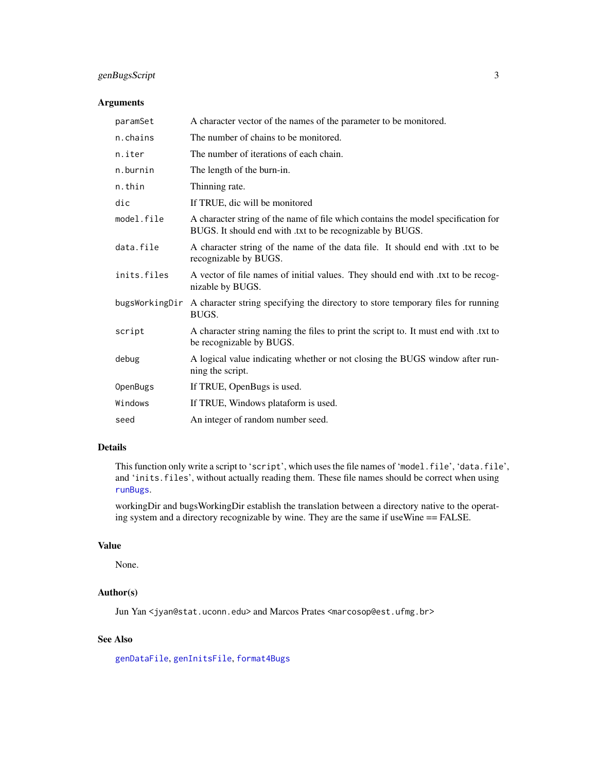### Arguments

| | |
|---|---|
| `paramSet` | A character vector of the names of the parameter to be monitored. |
| `n.chains` | The number of chains to be monitored. |
| `n.iter` | The number of iterations of each chain. |
| `n.burnin` | The length of the burn-in. |
| `n.thin` | Thinning rate. |
| `dic` | If TRUE, dic will be monitored |
| `model.file` | A character string of the name of file which contains the model specification for BUGS. It should end with .txt to be recognizable by BUGS. |
| `data.file` | A character string of the name of the data file. It should end with .txt to be recognizable by BUGS. |
| `inits.files` | A vector of file names of initial values. They should end with .txt to be recognizable by BUGS. |
| `bugsWorkingDir` | A character string specifying the directory to store temporary files for running BUGS. |
| `script` | A character string naming the files to print the script to. It must end with .txt to be recognizable by BUGS. |
| `debug` | A logical value indicating whether or not closing the BUGS window after running the script. |
| `OpenBugs` | If TRUE, OpenBugs is used. |
| `Windows` | If TRUE, Windows plataform is used. |
| `seed` | An integer of random number seed. |

### Details

This function only write a script to '`script`', which uses the file names of '`model.file`', '`data.file`', and '`inits.files`', without actually reading them. These file names should be correct when using `runBugs`.

workingDir and bugsWorkingDir establish the translation between a directory native to the operating system and a directory recognizable by wine. They are the same if useWine == FALSE.

### Value

None.

### Author(s)

Jun Yan <jyan@stat.uconn.edu> and Marcos Prates <marcosop@est.ufmg.br>

### See Also

`genDataFile`, `genInitsFile`, `format4Bugs`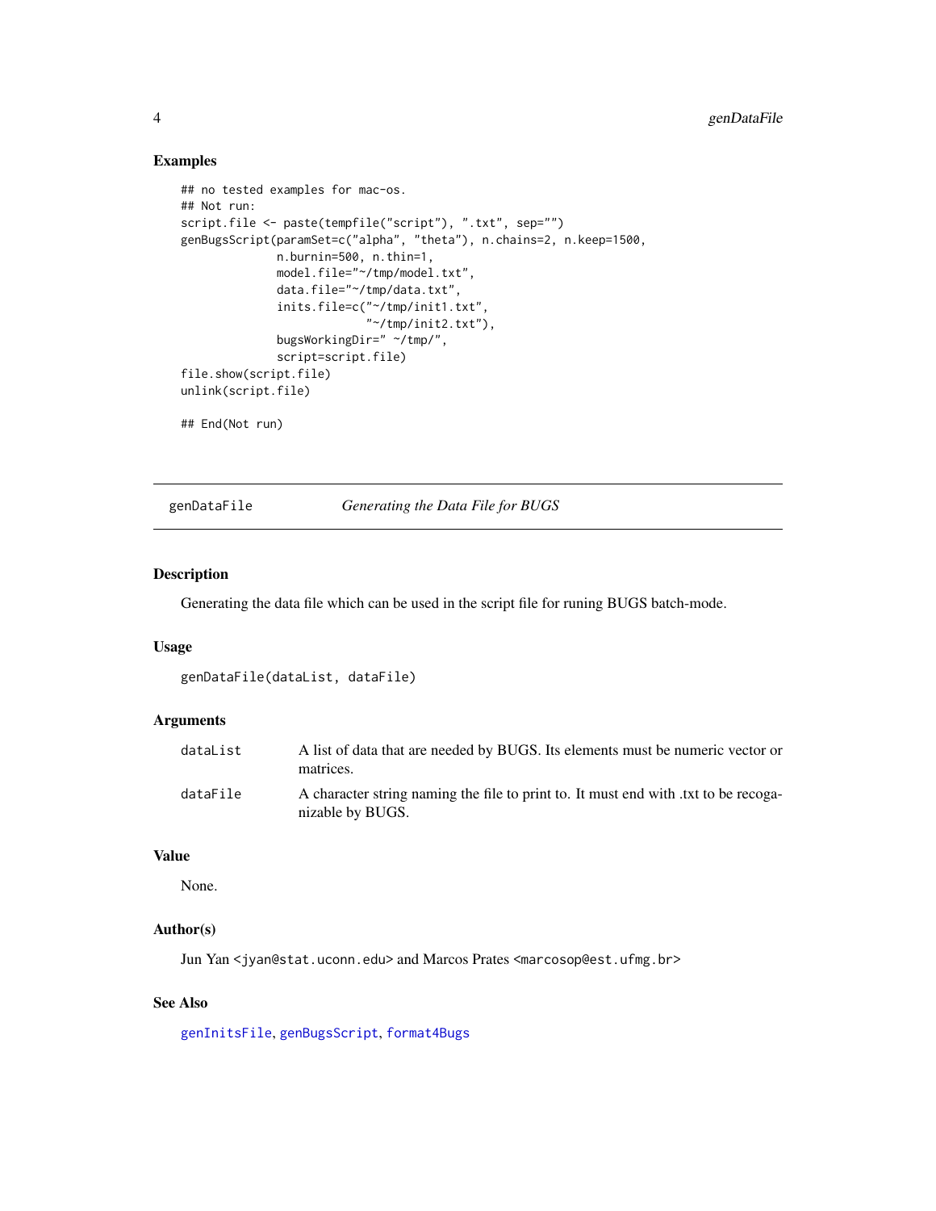## Examples

```
## no tested examples for mac-os.
## Not run:
script.file <- paste(tempfile("script"), ".txt", sep="")
genBugsScript(paramSet=c("alpha", "theta"), n.chains=2, n.keep=1500,
              n.burnin=500, n.thin=1,
              model.file="~/tmp/model.txt",
              data.file="~/tmp/data.txt",
              inits.file=c("~/tmp/init1.txt",
                           "~/tmp/init2.txt"),
              bugsWorkingDir=" ~/tmp/",
              script=script.file)
file.show(script.file)
unlink(script.file)

## End(Not run)
```

---

# genDataFile — *Generating the Data File for BUGS*

---

## Description

Generating the data file which can be used in the script file for runing BUGS batch-mode.

## Usage

```
genDataFile(dataList, dataFile)
```

## Arguments

| | |
|---|---|
| `dataList` | A list of data that are needed by BUGS. Its elements must be numeric vector or matrices. |
| `dataFile` | A character string naming the file to print to. It must end with .txt to be recoganizable by BUGS. |

## Value

None.

## Author(s)

Jun Yan <jyan@stat.uconn.edu> and Marcos Prates <marcosop@est.ufmg.br>

## See Also

genInitsFile, genBugsScript, format4Bugs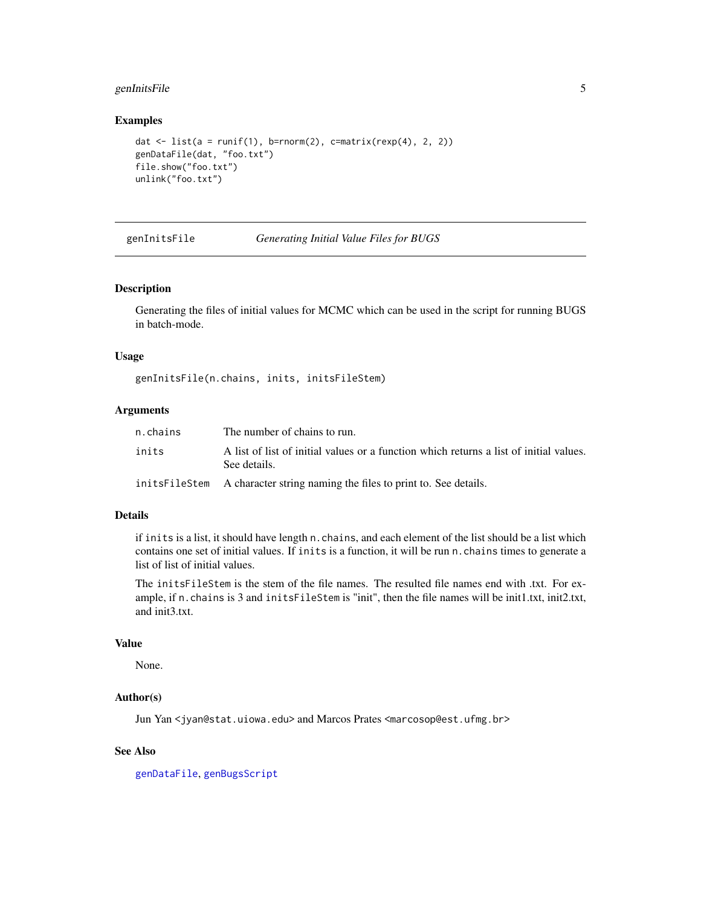## Examples

```
dat <- list(a = runif(1), b=rnorm(2), c=matrix(rexp(4), 2, 2))
genDataFile(dat, "foo.txt")
file.show("foo.txt")
unlink("foo.txt")
```

---

# genInitsFile — *Generating Initial Value Files for BUGS*

## Description

Generating the files of initial values for MCMC which can be used in the script for running BUGS in batch-mode.

## Usage

```
genInitsFile(n.chains, inits, initsFileStem)
```

## Arguments

| | |
|---|---|
| `n.chains` | The number of chains to run. |
| `inits` | A list of list of initial values or a function which returns a list of initial values. See details. |
| `initsFileStem` | A character string naming the files to print to. See details. |

## Details

if `inits` is a list, it should have length `n.chains`, and each element of the list should be a list which contains one set of initial values. If `inits` is a function, it will be run `n.chains` times to generate a list of list of initial values.

The `initsFileStem` is the stem of the file names. The resulted file names end with .txt. For example, if `n.chains` is 3 and `initsFileStem` is "init", then the file names will be init1.txt, init2.txt, and init3.txt.

## Value

None.

## Author(s)

Jun Yan <jyan@stat.uiowa.edu> and Marcos Prates <marcosop@est.ufmg.br>

## See Also

`genDataFile`, `genBugsScript`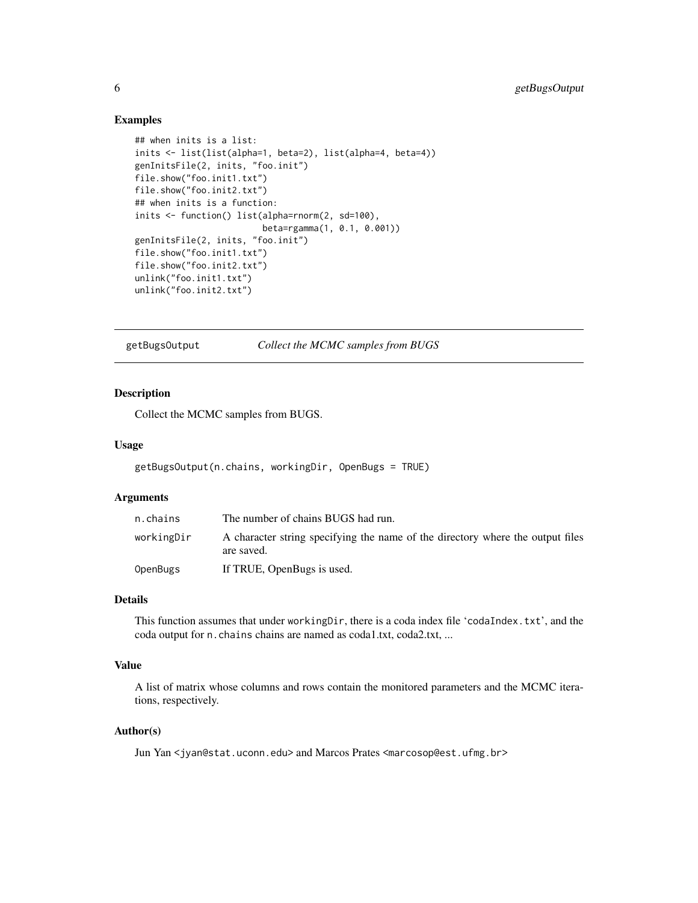## Examples

```
## when inits is a list:
inits <- list(list(alpha=1, beta=2), list(alpha=4, beta=4))
genInitsFile(2, inits, "foo.init")
file.show("foo.init1.txt")
file.show("foo.init2.txt")
## when inits is a function:
inits <- function() list(alpha=rnorm(2, sd=100),
                         beta=rgamma(1, 0.1, 0.001))
genInitsFile(2, inits, "foo.init")
file.show("foo.init1.txt")
file.show("foo.init2.txt")
unlink("foo.init1.txt")
unlink("foo.init2.txt")
```

---

# getBugsOutput *Collect the MCMC samples from BUGS*

---

## Description

Collect the MCMC samples from BUGS.

## Usage

```
getBugsOutput(n.chains, workingDir, OpenBugs = TRUE)
```

## Arguments

| | |
|---|---|
| n.chains | The number of chains BUGS had run. |
| workingDir | A character string specifying the name of the directory where the output files are saved. |
| OpenBugs | If TRUE, OpenBugs is used. |

## Details

This function assumes that under `workingDir`, there is a coda index file '`codaIndex.txt`', and the coda output for `n.chains` chains are named as coda1.txt, coda2.txt, ...

## Value

A list of matrix whose columns and rows contain the monitored parameters and the MCMC iterations, respectively.

## Author(s)

Jun Yan <jyan@stat.uconn.edu> and Marcos Prates <marcosop@est.ufmg.br>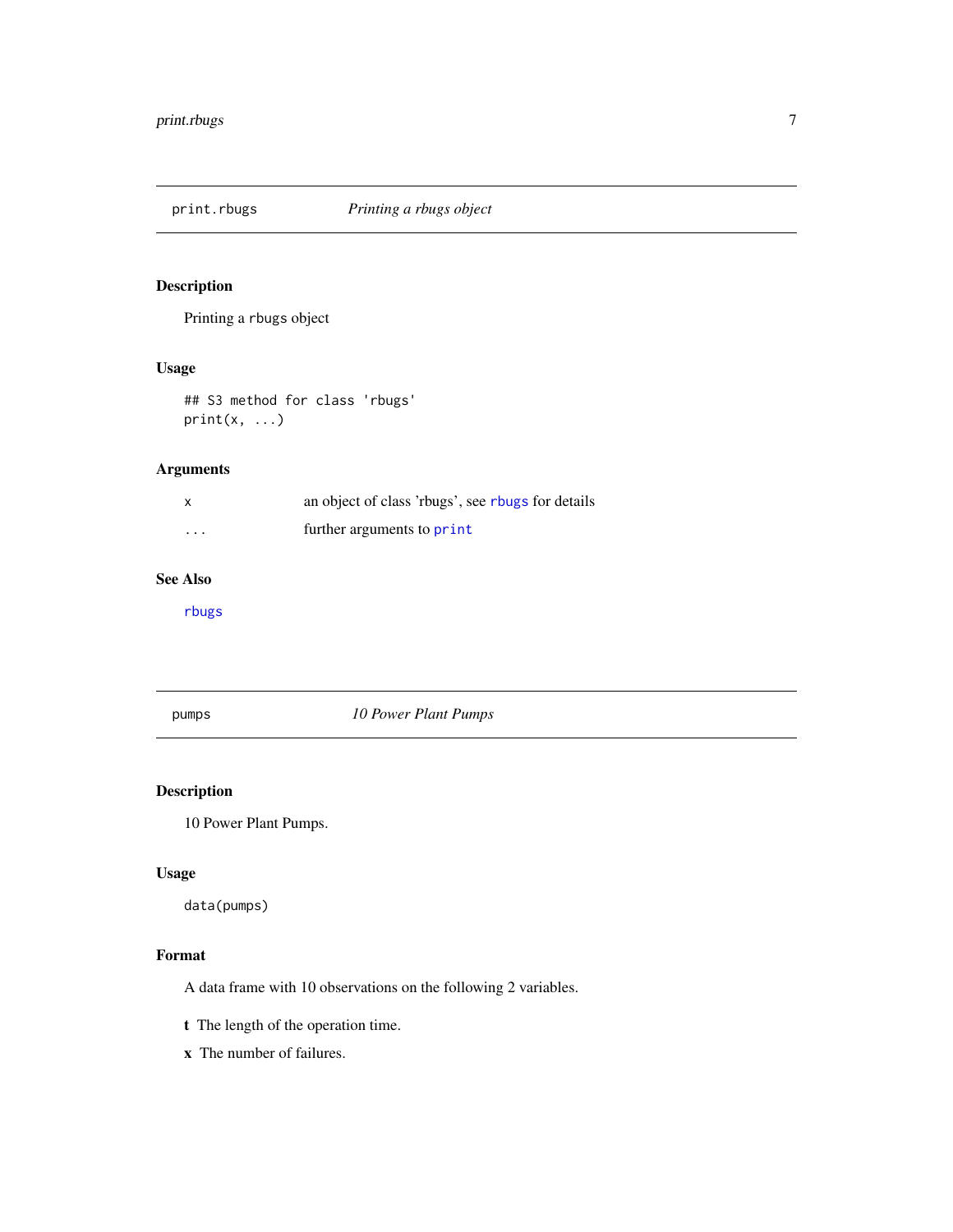## print.rbugs — *Printing a rbugs object*

### Description

Printing a rbugs object

### Usage

```
## S3 method for class 'rbugs'
print(x, ...)
```

### Arguments

| | |
|---|---|
| x | an object of class 'rbugs', see `rbugs` for details |
| ... | further arguments to `print` |

### See Also

`rbugs`

## pumps — *10 Power Plant Pumps*

### Description

10 Power Plant Pumps.

### Usage

```
data(pumps)
```

### Format

A data frame with 10 observations on the following 2 variables.

**t** The length of the operation time.

**x** The number of failures.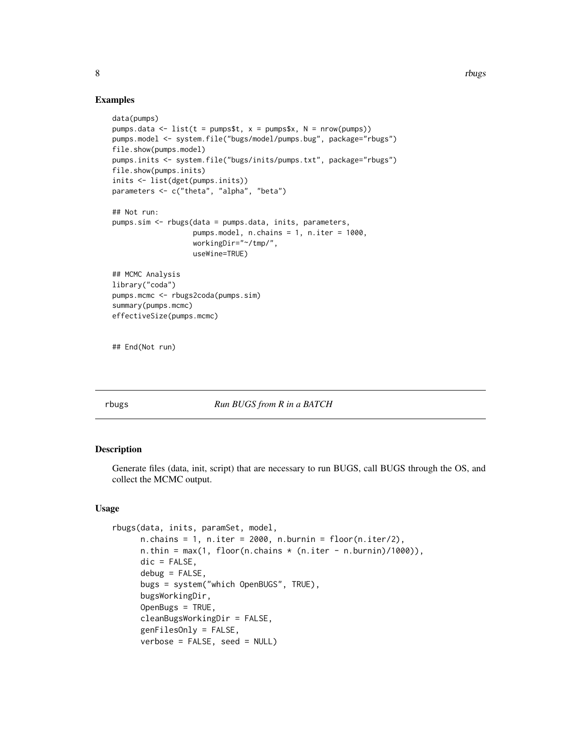## Examples

```
data(pumps)
pumps.data <- list(t = pumps$t, x = pumps$x, N = nrow(pumps))
pumps.model <- system.file("bugs/model/pumps.bug", package="rbugs")
file.show(pumps.model)
pumps.inits <- system.file("bugs/inits/pumps.txt", package="rbugs")
file.show(pumps.inits)
inits <- list(dget(pumps.inits))
parameters <- c("theta", "alpha", "beta")

## Not run:
pumps.sim <- rbugs(data = pumps.data, inits, parameters,
                   pumps.model, n.chains = 1, n.iter = 1000,
                   workingDir="~/tmp/",
                   useWine=TRUE)

## MCMC Analysis
library("coda")
pumps.mcmc <- rbugs2coda(pumps.sim)
summary(pumps.mcmc)
effectiveSize(pumps.mcmc)


## End(Not run)
```

---

rbugs *Run BUGS from R in a BATCH*

---

## Description

Generate files (data, init, script) that are necessary to run BUGS, call BUGS through the OS, and collect the MCMC output.

## Usage

```
rbugs(data, inits, paramSet, model,
      n.chains = 1, n.iter = 2000, n.burnin = floor(n.iter/2),
      n.thin = max(1, floor(n.chains * (n.iter - n.burnin)/1000)),
      dic = FALSE,
      debug = FALSE,
      bugs = system("which OpenBUGS", TRUE),
      bugsWorkingDir,
      OpenBugs = TRUE,
      cleanBugsWorkingDir = FALSE,
      genFilesOnly = FALSE,
      verbose = FALSE, seed = NULL)
```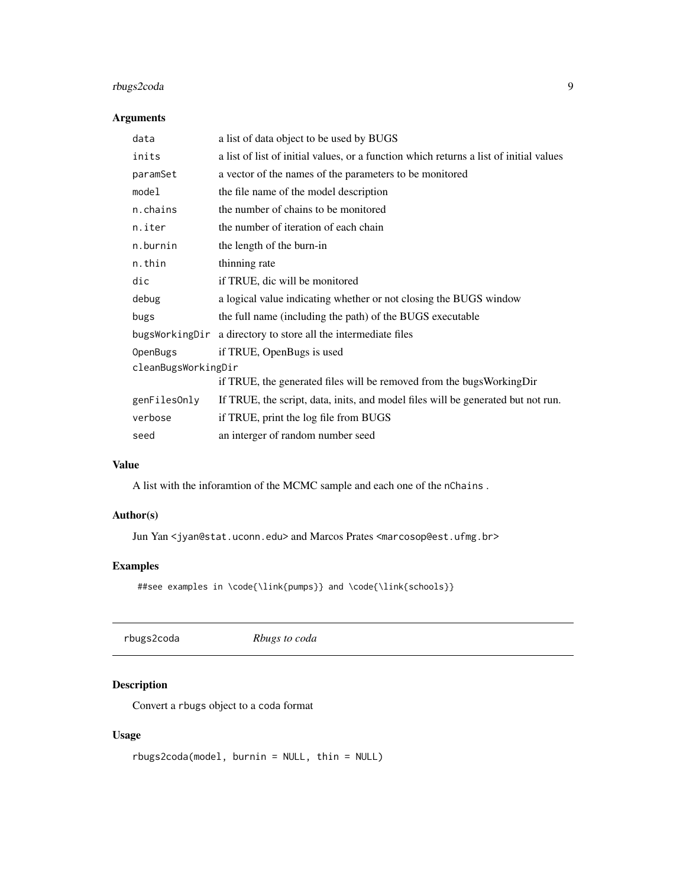### Arguments

| | |
|---|---|
| `data` | a list of data object to be used by BUGS |
| `inits` | a list of list of initial values, or a function which returns a list of initial values |
| `paramSet` | a vector of the names of the parameters to be monitored |
| `model` | the file name of the model description |
| `n.chains` | the number of chains to be monitored |
| `n.iter` | the number of iteration of each chain |
| `n.burnin` | the length of the burn-in |
| `n.thin` | thinning rate |
| `dic` | if TRUE, dic will be monitored |
| `debug` | a logical value indicating whether or not closing the BUGS window |
| `bugs` | the full name (including the path) of the BUGS executable |
| `bugsWorkingDir` | a directory to store all the intermediate files |
| `OpenBugs` | if TRUE, OpenBugs is used |
| `cleanBugsWorkingDir` | if TRUE, the generated files will be removed from the bugsWorkingDir |
| `genFilesOnly` | If TRUE, the script, data, inits, and model files will be generated but not run. |
| `verbose` | if TRUE, print the log file from BUGS |
| `seed` | an interger of random number seed |

### Value

A list with the inforamtion of the MCMC sample and each one of the `nChains` .

### Author(s)

Jun Yan <jyan@stat.uconn.edu> and Marcos Prates <marcosop@est.ufmg.br>

### Examples

```
##see examples in \code{\link{pumps}} and \code{\link{schools}}
```

---

## rbugs2coda *Rbugs to coda*

### Description

Convert a `rbugs` object to a `coda` format

### Usage

```
rbugs2coda(model, burnin = NULL, thin = NULL)
```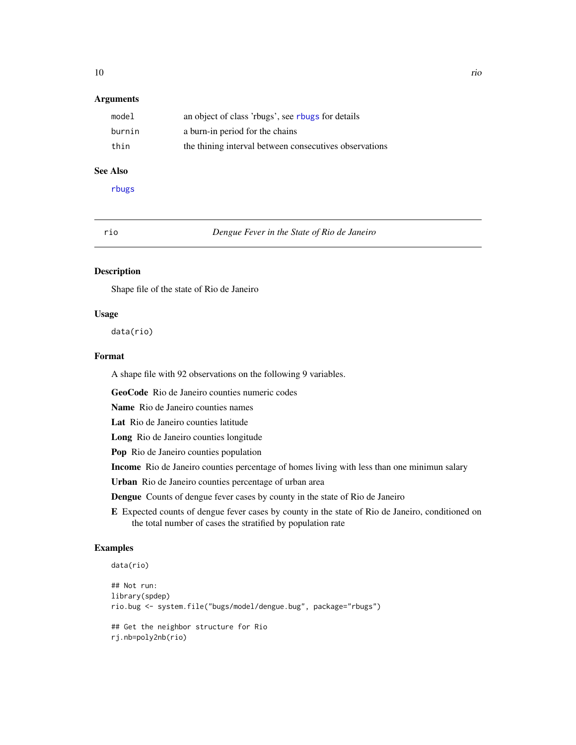### Arguments

| | |
|---|---|
| model | an object of class 'rbugs', see rbugs for details |
| burnin | a burn-in period for the chains |
| thin | the thining interval between consecutives observations |

### See Also

rbugs

---

## rio — *Dengue Fever in the State of Rio de Janeiro*

### Description

Shape file of the state of Rio de Janeiro

### Usage

```
data(rio)
```

### Format

A shape file with 92 observations on the following 9 variables.

**GeoCode** Rio de Janeiro counties numeric codes

**Name** Rio de Janeiro counties names

**Lat** Rio de Janeiro counties latitude

**Long** Rio de Janeiro counties longitude

**Pop** Rio de Janeiro counties population

**Income** Rio de Janeiro counties percentage of homes living with less than one minimun salary

**Urban** Rio de Janeiro counties percentage of urban area

**Dengue** Counts of dengue fever cases by county in the state of Rio de Janeiro

**E** Expected counts of dengue fever cases by county in the state of Rio de Janeiro, conditioned on the total number of cases the stratified by population rate

### Examples

```
data(rio)

## Not run:
library(spdep)
rio.bug <- system.file("bugs/model/dengue.bug", package="rbugs")

## Get the neighbor structure for Rio
rj.nb=poly2nb(rio)
```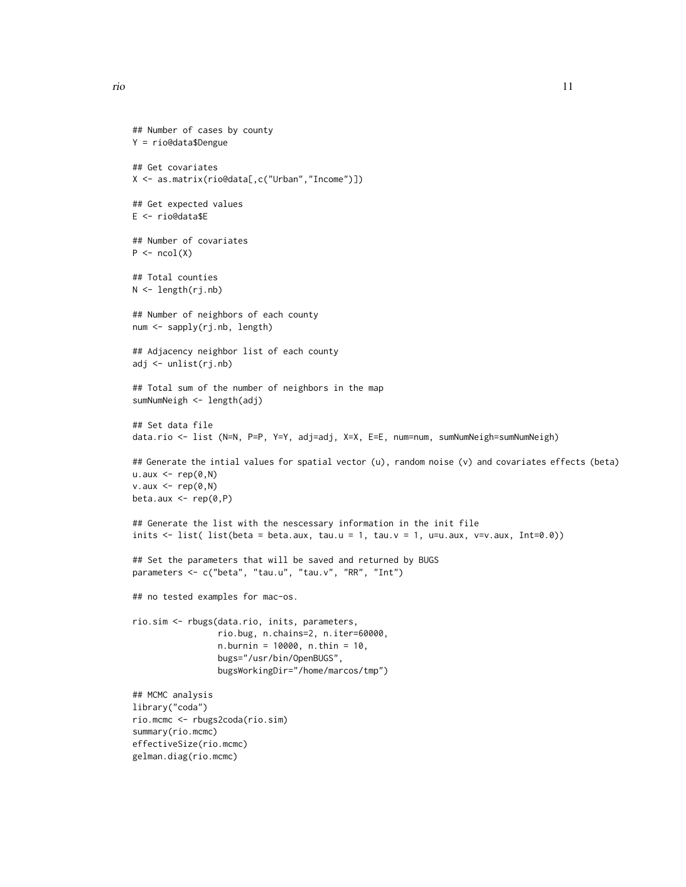```
## Number of cases by county
Y = rio@data$Dengue

## Get covariates
X <- as.matrix(rio@data[,c("Urban","Income")])

## Get expected values
E <- rio@data$E

## Number of covariates
P <- ncol(X)

## Total counties
N <- length(rj.nb)

## Number of neighbors of each county
num <- sapply(rj.nb, length)

## Adjacency neighbor list of each county
adj <- unlist(rj.nb)

## Total sum of the number of neighbors in the map
sumNumNeigh <- length(adj)

## Set data file
data.rio <- list (N=N, P=P, Y=Y, adj=adj, X=X, E=E, num=num, sumNumNeigh=sumNumNeigh)

## Generate the intial values for spatial vector (u), random noise (v) and covariates effects (beta)
u.aux <- rep(0,N)
v.aux <- rep(0,N)
beta.aux <- rep(0,P)

## Generate the list with the nescessary information in the init file
inits <- list( list(beta = beta.aux, tau.u = 1, tau.v = 1, u=u.aux, v=v.aux, Int=0.0))

## Set the parameters that will be saved and returned by BUGS
parameters <- c("beta", "tau.u", "tau.v", "RR", "Int")

## no tested examples for mac-os.

rio.sim <- rbugs(data.rio, inits, parameters,
                 rio.bug, n.chains=2, n.iter=60000,
                 n.burnin = 10000, n.thin = 10,
                 bugs="/usr/bin/OpenBUGS",
                 bugsWorkingDir="/home/marcos/tmp")

## MCMC analysis
library("coda")
rio.mcmc <- rbugs2coda(rio.sim)
summary(rio.mcmc)
effectiveSize(rio.mcmc)
gelman.diag(rio.mcmc)
```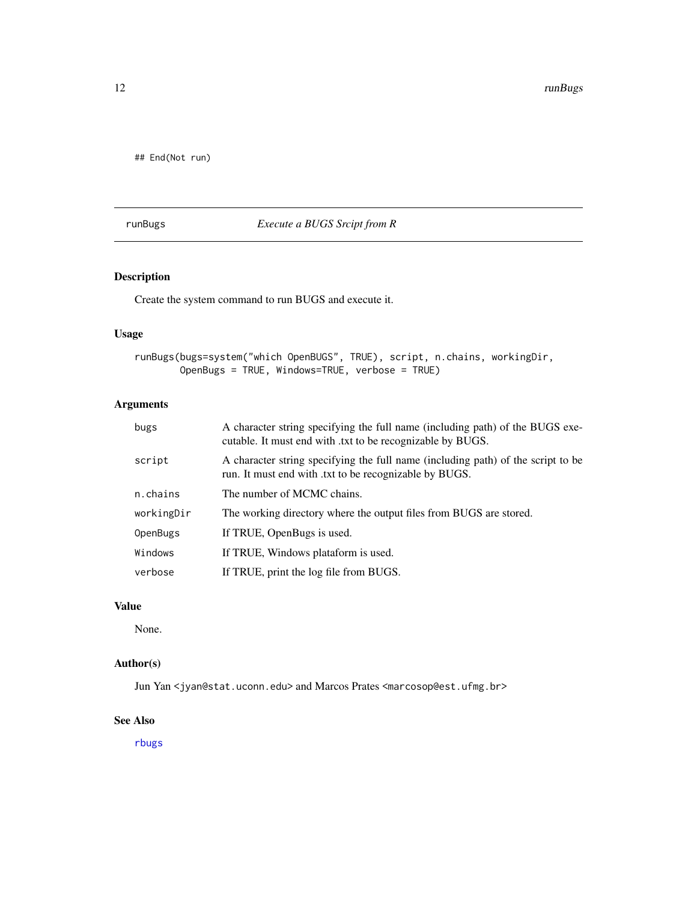```
## End(Not run)
```

## runBugs — *Execute a BUGS Srcipt from R*

### Description

Create the system command to run BUGS and execute it.

### Usage

```
runBugs(bugs=system("which OpenBUGS", TRUE), script, n.chains, workingDir,
        OpenBugs = TRUE, Windows=TRUE, verbose = TRUE)
```

### Arguments

| | |
|---|---|
| `bugs` | A character string specifying the full name (including path) of the BUGS executable. It must end with .txt to be recognizable by BUGS. |
| `script` | A character string specifying the full name (including path) of the script to be run. It must end with .txt to be recognizable by BUGS. |
| `n.chains` | The number of MCMC chains. |
| `workingDir` | The working directory where the output files from BUGS are stored. |
| `OpenBugs` | If TRUE, OpenBugs is used. |
| `Windows` | If TRUE, Windows plataform is used. |
| `verbose` | If TRUE, print the log file from BUGS. |

### Value

None.

### Author(s)

Jun Yan <jyan@stat.uconn.edu> and Marcos Prates <marcosop@est.ufmg.br>

### See Also

`rbugs`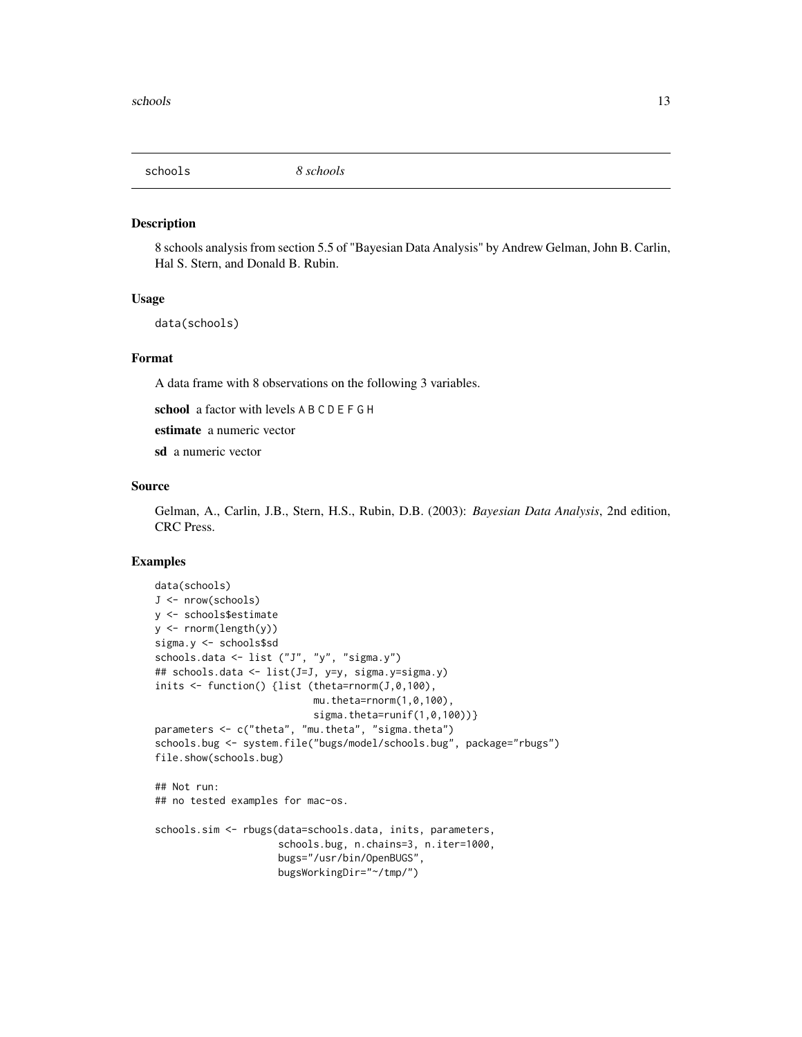schools *8 schools*

## Description

8 schools analysis from section 5.5 of "Bayesian Data Analysis" by Andrew Gelman, John B. Carlin, Hal S. Stern, and Donald B. Rubin.

## Usage

```
data(schools)
```

## Format

A data frame with 8 observations on the following 3 variables.

**school** a factor with levels A B C D E F G H

**estimate** a numeric vector

**sd** a numeric vector

## Source

Gelman, A., Carlin, J.B., Stern, H.S., Rubin, D.B. (2003): *Bayesian Data Analysis*, 2nd edition, CRC Press.

## Examples

```
data(schools)
J <- nrow(schools)
y <- schools$estimate
y <- rnorm(length(y))
sigma.y <- schools$sd
schools.data <- list ("J", "y", "sigma.y")
## schools.data <- list(J=J, y=y, sigma.y=sigma.y)
inits <- function() {list (theta=rnorm(J,0,100),
                           mu.theta=rnorm(1,0,100),
                           sigma.theta=runif(1,0,100))}
parameters <- c("theta", "mu.theta", "sigma.theta")
schools.bug <- system.file("bugs/model/schools.bug", package="rbugs")
file.show(schools.bug)

## Not run:
## no tested examples for mac-os.

schools.sim <- rbugs(data=schools.data, inits, parameters,
                     schools.bug, n.chains=3, n.iter=1000,
                     bugs="/usr/bin/OpenBUGS",
                     bugsWorkingDir="~/tmp/")
```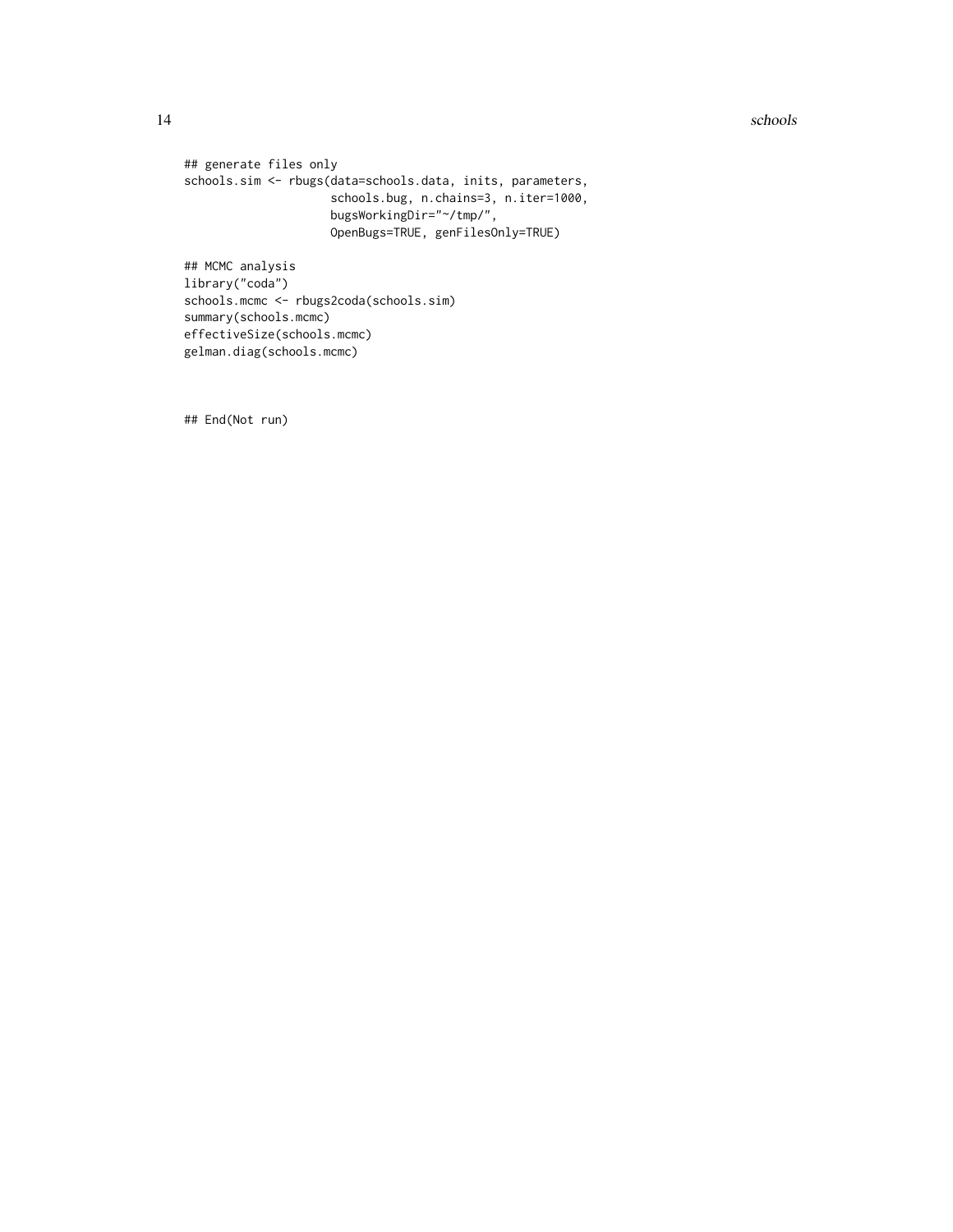```
## generate files only
schools.sim <- rbugs(data=schools.data, inits, parameters,
                     schools.bug, n.chains=3, n.iter=1000,
                     bugsWorkingDir="~/tmp/",
                     OpenBugs=TRUE, genFilesOnly=TRUE)

## MCMC analysis
library("coda")
schools.mcmc <- rbugs2coda(schools.sim)
summary(schools.mcmc)
effectiveSize(schools.mcmc)
gelman.diag(schools.mcmc)


## End(Not run)
```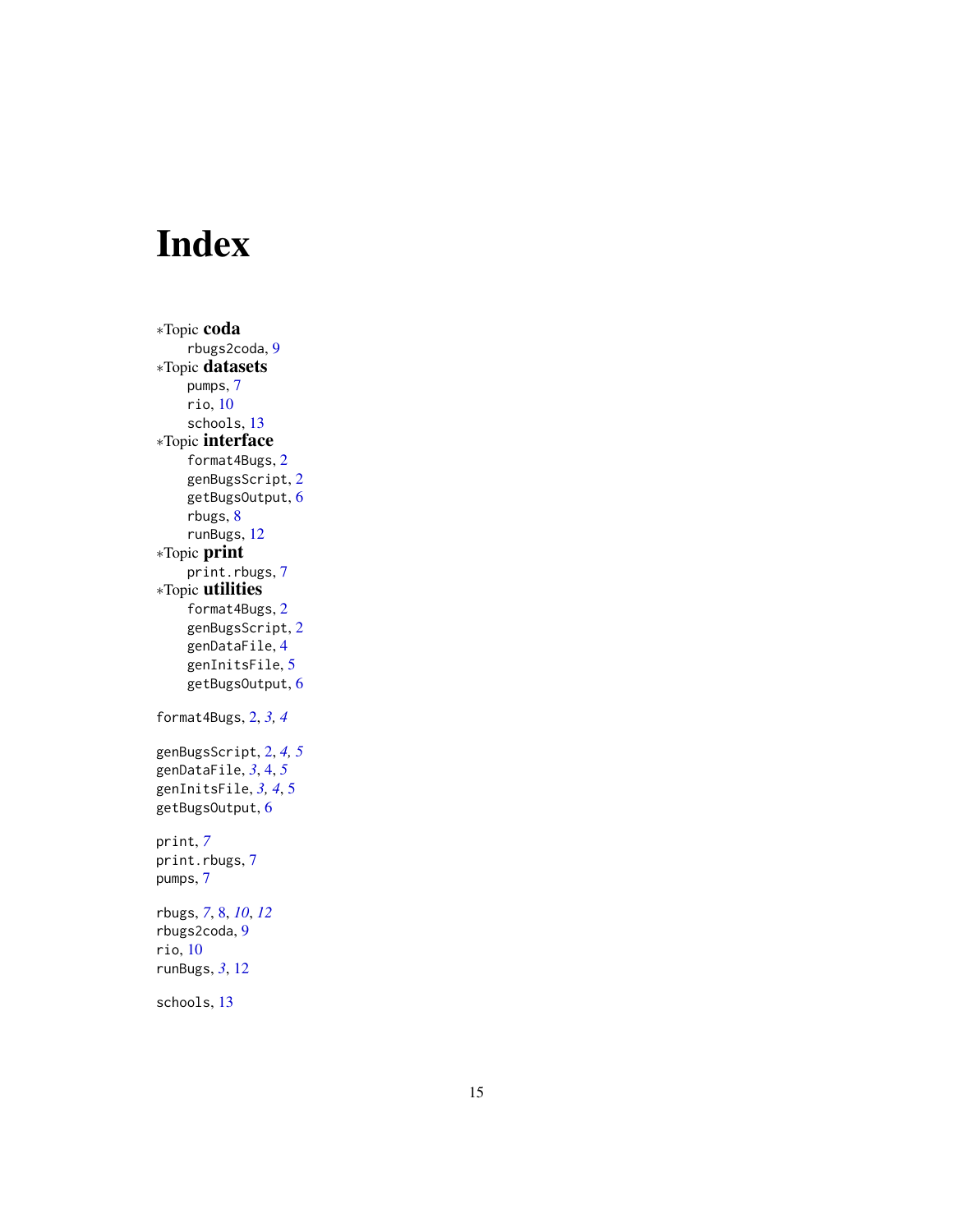# Index

∗Topic **coda**
  rbugs2coda, 9
∗Topic **datasets**
  pumps, 7
  rio, 10
  schools, 13
∗Topic **interface**
  format4Bugs, 2
  genBugsScript, 2
  getBugsOutput, 6
  rbugs, 8
  runBugs, 12
∗Topic **print**
  print.rbugs, 7
∗Topic **utilities**
  format4Bugs, 2
  genBugsScript, 2
  genDataFile, 4
  genInitsFile, 5
  getBugsOutput, 6

format4Bugs, 2, *3, 4*

genBugsScript, 2, *4, 5*
genDataFile, *3*, 4, *5*
genInitsFile, *3, 4*, 5
getBugsOutput, 6

print, *7*
print.rbugs, 7
pumps, 7

rbugs, *7*, 8, *10*, *12*
rbugs2coda, 9
rio, 10
runBugs, *3*, 12

schools, 13